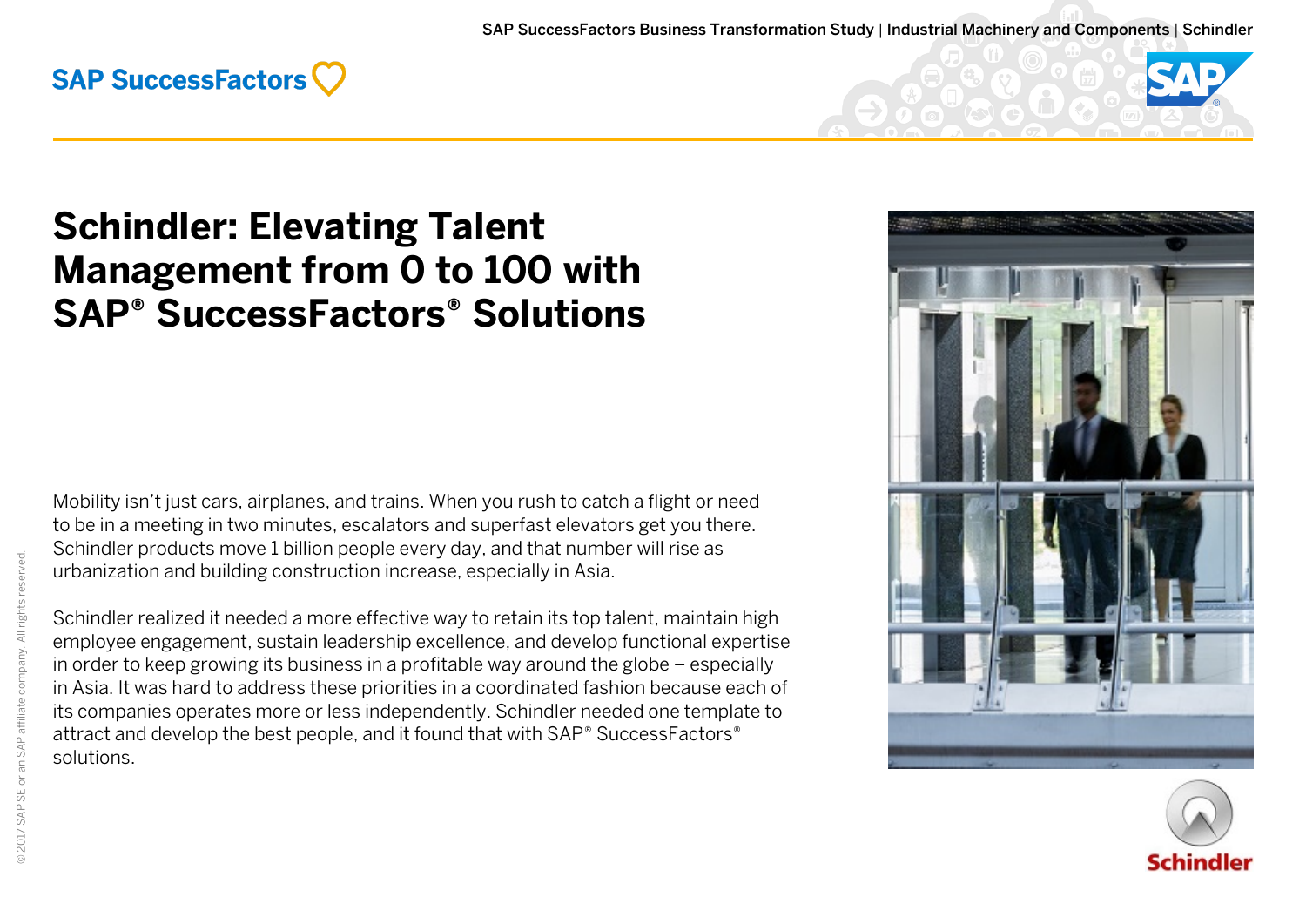# Schindler: Elevating Talent Management from 0 to 100 with SAP® SuccessFactors® Solutions

Mobility isn't just cars, airplanes, and trains. When you rush to catch a flight or need to be in a meeting in two minutes, escalators and superfast elevators get you there. Schindler products move 1 billion people every day, and that number will rise as urbanization and building construction increase, especially in Asia.

Schindler realized it needed a more effective way to retain its top talent, maintain high employee engagement, sustain leadership excellence, and develop functional expertise in order to keep growing its business in a profitable way around the globe – especially in Asia. It was hard to address these priorities in a coordinated fashion because each of its companies operates more or less independently. Schindler needed one template to attract and develop the best people, and it found that with SAP® SuccessFactors® solutions.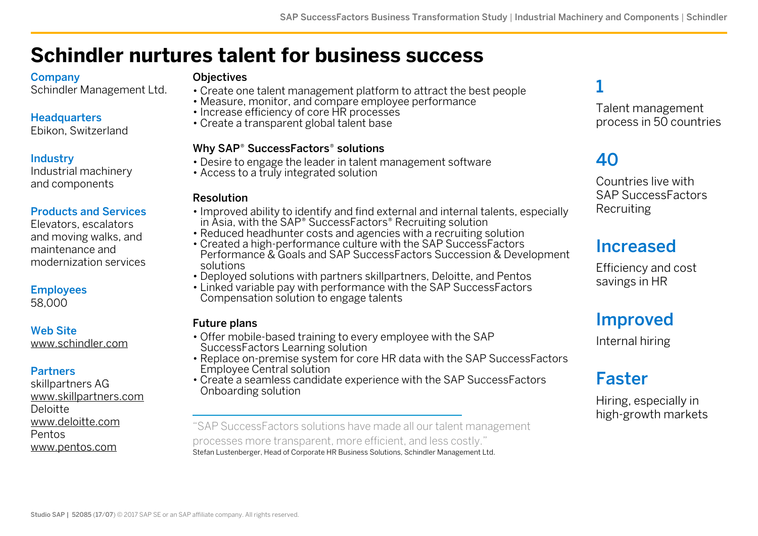# Schindler nurtures talent for business success

**Company**
Schindler Management Ltd.

**Headquarters**
Ebikon, Switzerland

**Industry**
Industrial machinery and components

**Products and Services**
Elevators, escalators and moving walks, and maintenance and modernization services

**Employees**
58,000

**Web Site**
www.schindler.com

**Partners**
skillpartners AG
www.skillpartners.com
Deloitte
www.deloitte.com
Pentos
www.pentos.com

### Objectives

- Create one talent management platform to attract the best people
- Measure, monitor, and compare employee performance
- Increase efficiency of core HR processes
- Create a transparent global talent base

### Why SAP® SuccessFactors® solutions

- Desire to engage the leader in talent management software
- Access to a truly integrated solution

### Resolution

- Improved ability to identify and find external and internal talents, especially in Asia, with the SAP® SuccessFactors® Recruiting solution
- Reduced headhunter costs and agencies with a recruiting solution
- Created a high-performance culture with the SAP SuccessFactors Performance & Goals and SAP SuccessFactors Succession & Development solutions
- Deployed solutions with partners skillpartners, Deloitte, and Pentos
- Linked variable pay with performance with the SAP SuccessFactors Compensation solution to engage talents

### Future plans

- Offer mobile-based training to every employee with the SAP SuccessFactors Learning solution
- Replace on-premise system for core HR data with the SAP SuccessFactors Employee Central solution
- Create a seamless candidate experience with the SAP SuccessFactors Onboarding solution

"SAP SuccessFactors solutions have made all our talent management processes more transparent, more efficient, and less costly."
Stefan Lustenberger, Head of Corporate HR Business Solutions, Schindler Management Ltd.

## 1

Talent management process in 50 countries

## 40

Countries live with SAP SuccessFactors Recruiting

## Increased

Efficiency and cost savings in HR

## Improved

Internal hiring

## Faster

Hiring, especially in high-growth markets

Studio SAP | 52085 (17/07) © 2017 SAP SE or an SAP affiliate company. All rights reserved.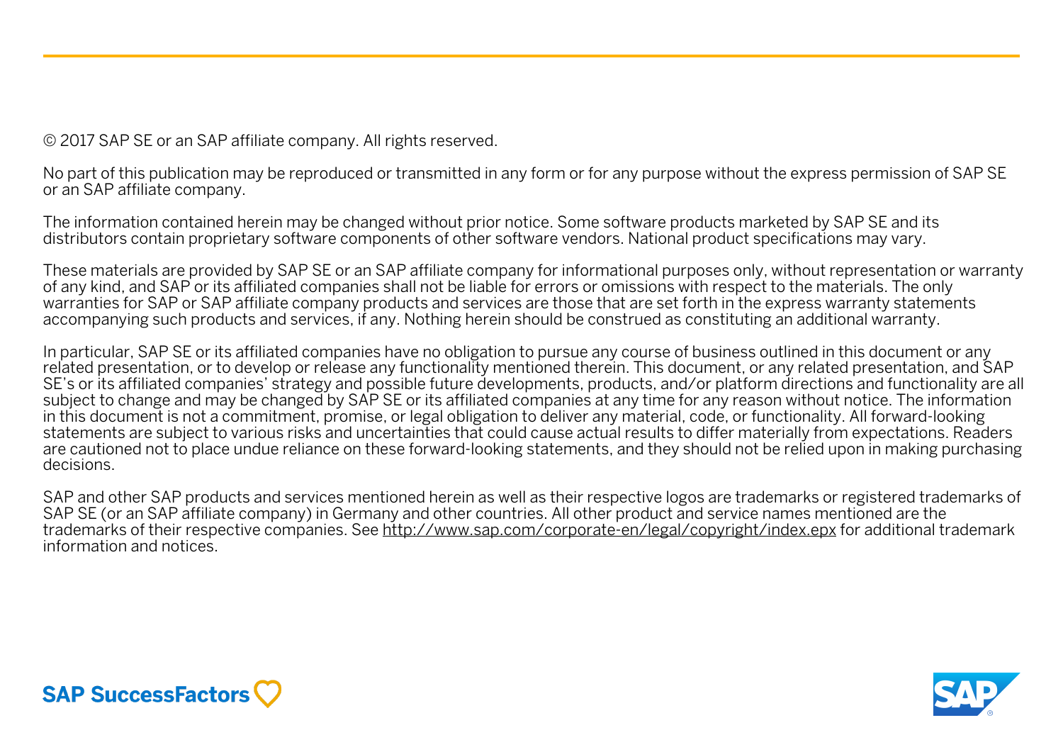© 2017 SAP SE or an SAP affiliate company. All rights reserved.

No part of this publication may be reproduced or transmitted in any form or for any purpose without the express permission of SAP SE or an SAP affiliate company.

The information contained herein may be changed without prior notice. Some software products marketed by SAP SE and its distributors contain proprietary software components of other software vendors. National product specifications may vary.

These materials are provided by SAP SE or an SAP affiliate company for informational purposes only, without representation or warranty of any kind, and SAP or its affiliated companies shall not be liable for errors or omissions with respect to the materials. The only warranties for SAP or SAP affiliate company products and services are those that are set forth in the express warranty statements accompanying such products and services, if any. Nothing herein should be construed as constituting an additional warranty.

In particular, SAP SE or its affiliated companies have no obligation to pursue any course of business outlined in this document or any related presentation, or to develop or release any functionality mentioned therein. This document, or any related presentation, and SAP SE's or its affiliated companies' strategy and possible future developments, products, and/or platform directions and functionality are all subject to change and may be changed by SAP SE or its affiliated companies at any time for any reason without notice. The information in this document is not a commitment, promise, or legal obligation to deliver any material, code, or functionality. All forward-looking statements are subject to various risks and uncertainties that could cause actual results to differ materially from expectations. Readers are cautioned not to place undue reliance on these forward-looking statements, and they should not be relied upon in making purchasing decisions.

SAP and other SAP products and services mentioned herein as well as their respective logos are trademarks or registered trademarks of SAP SE (or an SAP affiliate company) in Germany and other countries. All other product and service names mentioned are the trademarks of their respective companies. See http://www.sap.com/corporate-en/legal/copyright/index.epx for additional trademark information and notices.

SAP SuccessFactors